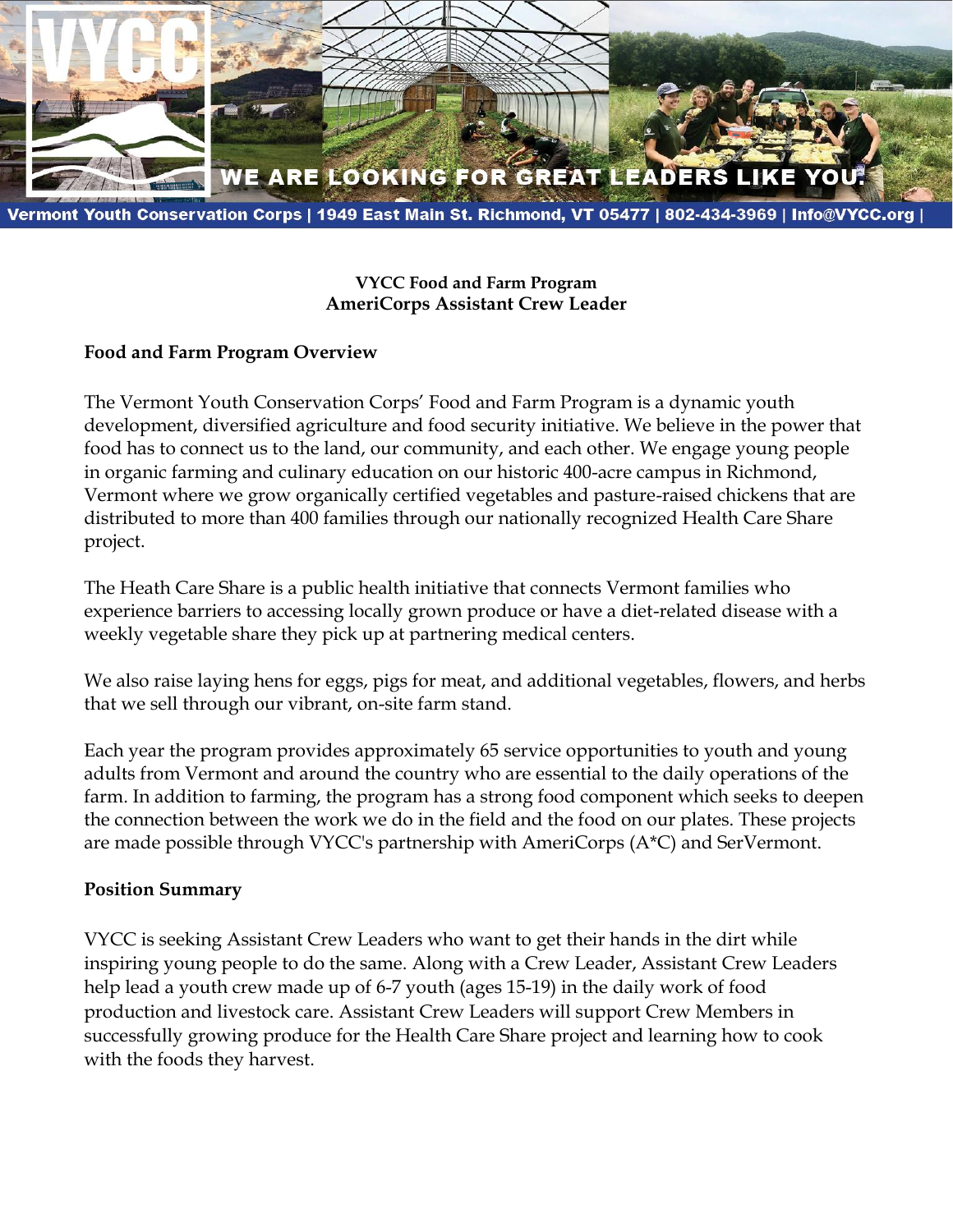WE ARE LOOKING FOR GREAT LEADERS LIKE YOU.

Vermont Youth Conservation Corps | 1949 East Main St. Richmond, VT 05477 | 802-434-3969 | Info@VYCC.org |

**VYCC Food and Farm Program**
**AmeriCorps Assistant Crew Leader**

## Food and Farm Program Overview

The Vermont Youth Conservation Corps' Food and Farm Program is a dynamic youth development, diversified agriculture and food security initiative. We believe in the power that food has to connect us to the land, our community, and each other. We engage young people in organic farming and culinary education on our historic 400-acre campus in Richmond, Vermont where we grow organically certified vegetables and pasture-raised chickens that are distributed to more than 400 families through our nationally recognized Health Care Share project.

The Heath Care Share is a public health initiative that connects Vermont families who experience barriers to accessing locally grown produce or have a diet-related disease with a weekly vegetable share they pick up at partnering medical centers.

We also raise laying hens for eggs, pigs for meat, and additional vegetables, flowers, and herbs that we sell through our vibrant, on-site farm stand.

Each year the program provides approximately 65 service opportunities to youth and young adults from Vermont and around the country who are essential to the daily operations of the farm. In addition to farming, the program has a strong food component which seeks to deepen the connection between the work we do in the field and the food on our plates. These projects are made possible through VYCC's partnership with AmeriCorps (A*C) and SerVermont.

## Position Summary

VYCC is seeking Assistant Crew Leaders who want to get their hands in the dirt while inspiring young people to do the same. Along with a Crew Leader, Assistant Crew Leaders help lead a youth crew made up of 6-7 youth (ages 15-19) in the daily work of food production and livestock care. Assistant Crew Leaders will support Crew Members in successfully growing produce for the Health Care Share project and learning how to cook with the foods they harvest.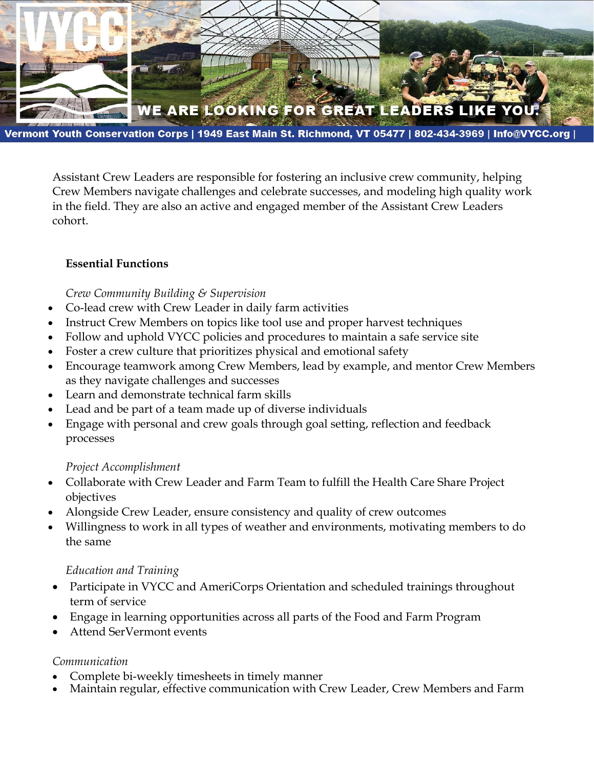Assistant Crew Leaders are responsible for fostering an inclusive crew community, helping Crew Members navigate challenges and celebrate successes, and modeling high quality work in the field. They are also an active and engaged member of the Assistant Crew Leaders cohort.

**Essential Functions**

*Crew Community Building & Supervision*

- Co-lead crew with Crew Leader in daily farm activities
- Instruct Crew Members on topics like tool use and proper harvest techniques
- Follow and uphold VYCC policies and procedures to maintain a safe service site
- Foster a crew culture that prioritizes physical and emotional safety
- Encourage teamwork among Crew Members, lead by example, and mentor Crew Members as they navigate challenges and successes
- Learn and demonstrate technical farm skills
- Lead and be part of a team made up of diverse individuals
- Engage with personal and crew goals through goal setting, reflection and feedback processes

*Project Accomplishment*

- Collaborate with Crew Leader and Farm Team to fulfill the Health Care Share Project objectives
- Alongside Crew Leader, ensure consistency and quality of crew outcomes
- Willingness to work in all types of weather and environments, motivating members to do the same

*Education and Training*

- Participate in VYCC and AmeriCorps Orientation and scheduled trainings throughout term of service
- Engage in learning opportunities across all parts of the Food and Farm Program
- Attend SerVermont events

*Communication*

- Complete bi-weekly timesheets in timely manner
- Maintain regular, effective communication with Crew Leader, Crew Members and Farm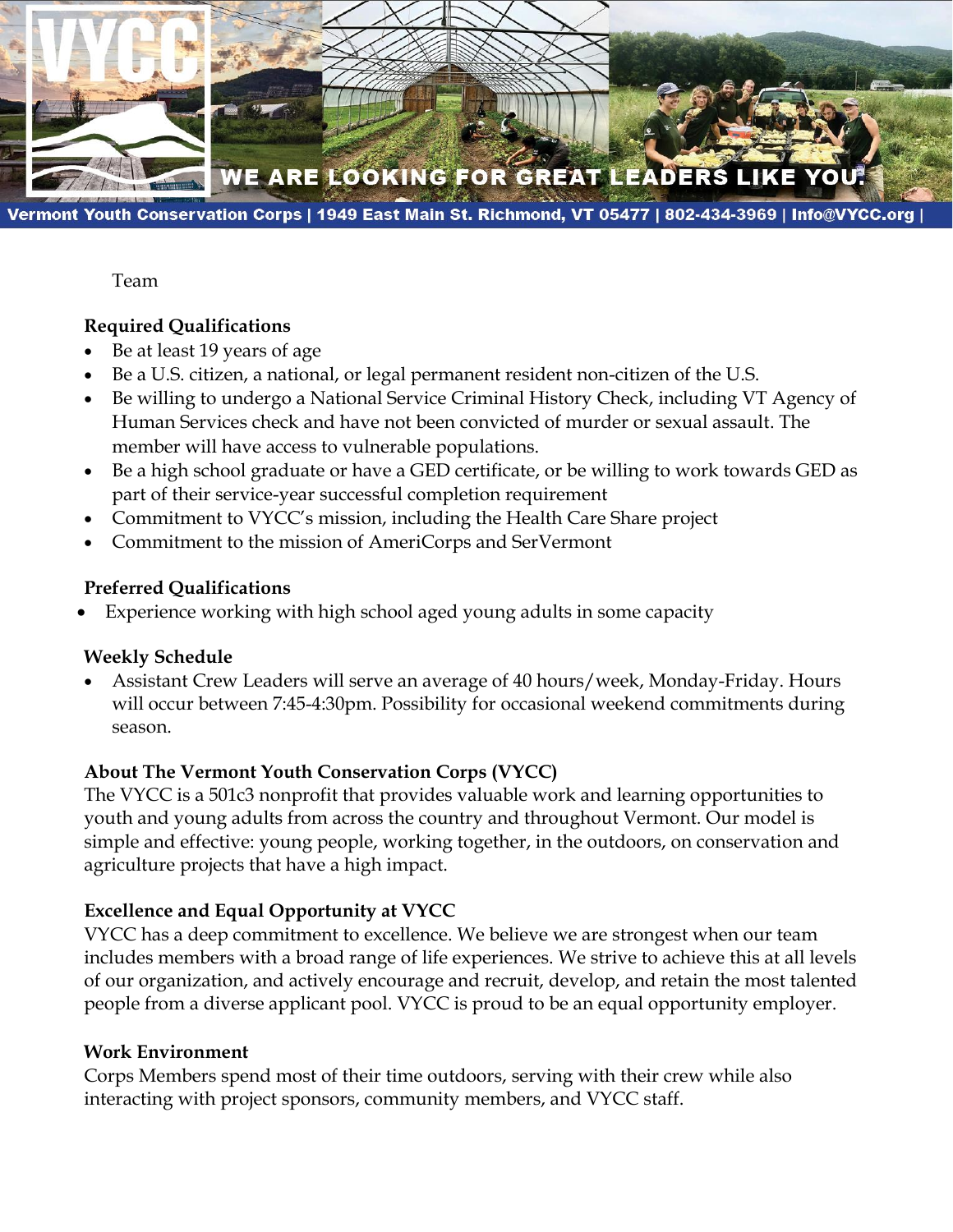Team

**Required Qualifications**

- Be at least 19 years of age
- Be a U.S. citizen, a national, or legal permanent resident non-citizen of the U.S.
- Be willing to undergo a National Service Criminal History Check, including VT Agency of Human Services check and have not been convicted of murder or sexual assault. The member will have access to vulnerable populations.
- Be a high school graduate or have a GED certificate, or be willing to work towards GED as part of their service-year successful completion requirement
- Commitment to VYCC's mission, including the Health Care Share project
- Commitment to the mission of AmeriCorps and SerVermont

**Preferred Qualifications**

- Experience working with high school aged young adults in some capacity

**Weekly Schedule**

- Assistant Crew Leaders will serve an average of 40 hours/week, Monday-Friday. Hours will occur between 7:45-4:30pm. Possibility for occasional weekend commitments during season.

**About The Vermont Youth Conservation Corps (VYCC)**

The VYCC is a 501c3 nonprofit that provides valuable work and learning opportunities to youth and young adults from across the country and throughout Vermont. Our model is simple and effective: young people, working together, in the outdoors, on conservation and agriculture projects that have a high impact.

**Excellence and Equal Opportunity at VYCC**

VYCC has a deep commitment to excellence. We believe we are strongest when our team includes members with a broad range of life experiences. We strive to achieve this at all levels of our organization, and actively encourage and recruit, develop, and retain the most talented people from a diverse applicant pool. VYCC is proud to be an equal opportunity employer.

**Work Environment**

Corps Members spend most of their time outdoors, serving with their crew while also interacting with project sponsors, community members, and VYCC staff.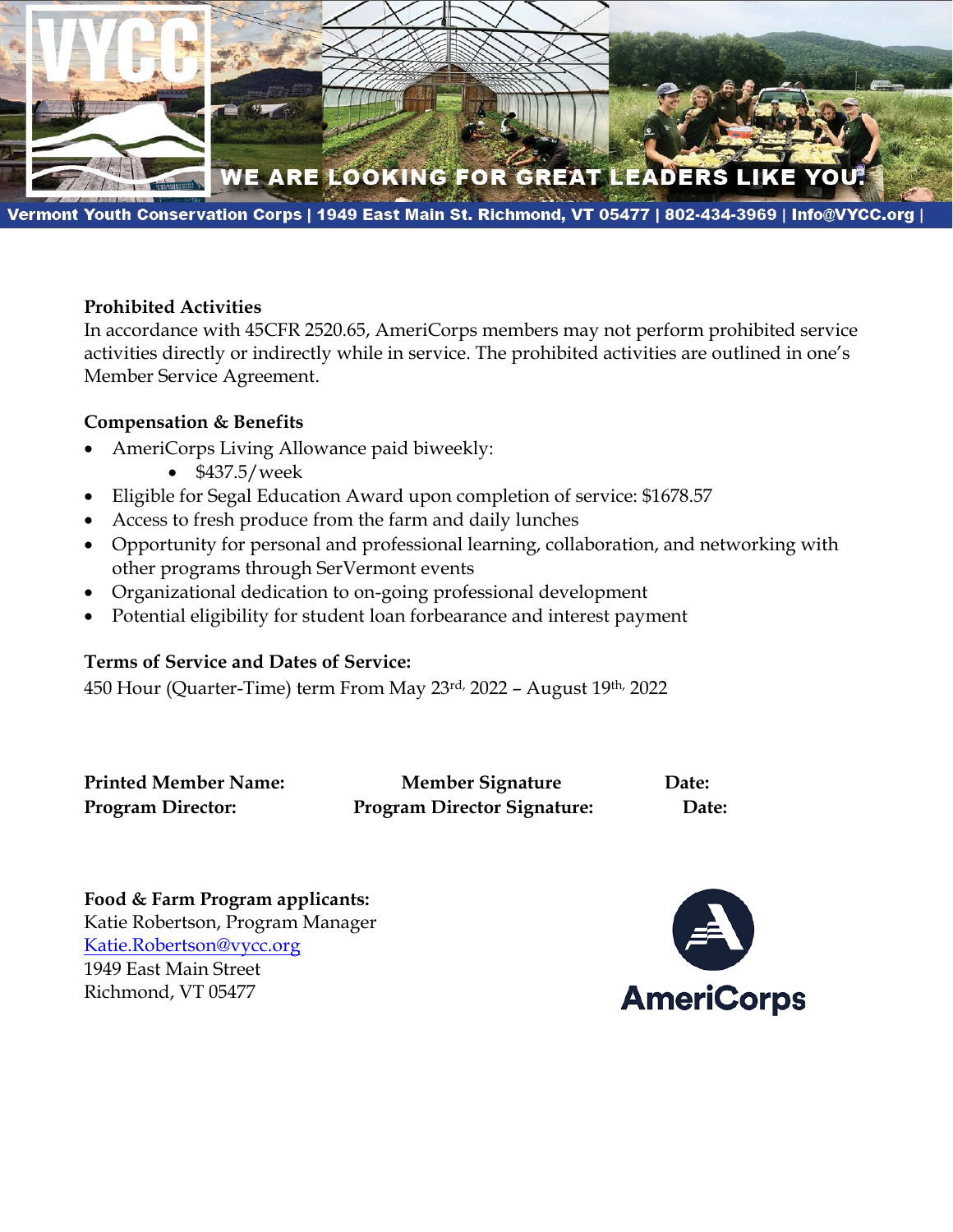**Prohibited Activities**
In accordance with 45CFR 2520.65, AmeriCorps members may not perform prohibited service activities directly or indirectly while in service. The prohibited activities are outlined in one's Member Service Agreement.

**Compensation & Benefits**

- AmeriCorps Living Allowance paid biweekly:
  - $437.5/week
- Eligible for Segal Education Award upon completion of service: $1678.57
- Access to fresh produce from the farm and daily lunches
- Opportunity for personal and professional learning, collaboration, and networking with other programs through SerVermont events
- Organizational dedication to on-going professional development
- Potential eligibility for student loan forbearance and interest payment

**Terms of Service and Dates of Service:**
450 Hour (Quarter-Time) term From May 23rd, 2022 – August 19th, 2022

| | | |
|---|---|---|
| **Printed Member Name:** | **Member Signature** | **Date:** |
| **Program Director:** | **Program Director Signature:** | **Date:** |

**Food & Farm Program applicants:**
Katie Robertson, Program Manager
Katie.Robertson@vycc.org
1949 East Main Street
Richmond, VT 05477

AmeriCorps